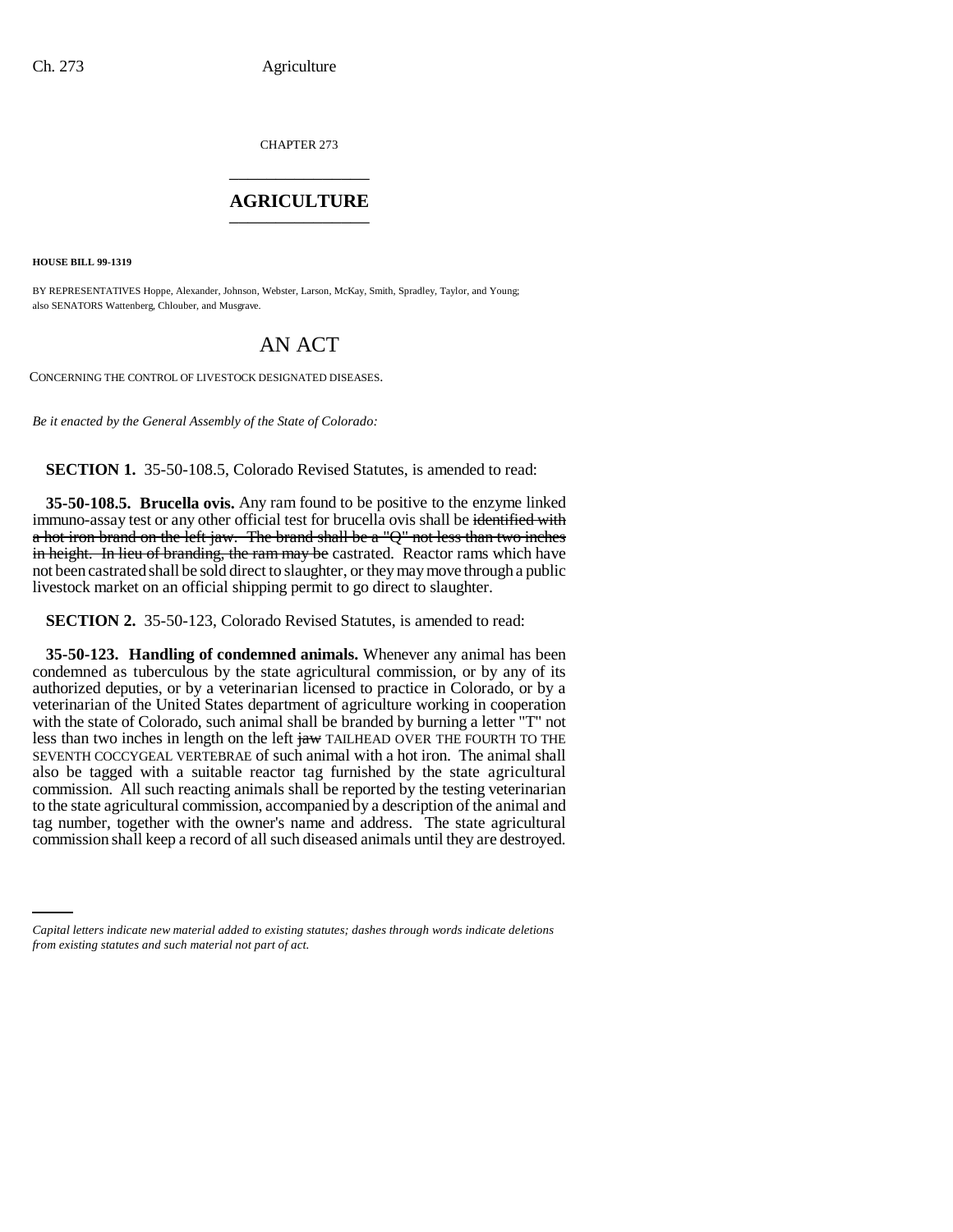CHAPTER 273

# AGRICULTURE

**HOUSE BILL 99-1319**

BY REPRESENTATIVES Hoppe, Alexander, Johnson, Webster, Larson, McKay, Smith, Spradley, Taylor, and Young;
also SENATORS Wattenberg, Chlouber, and Musgrave.

# AN ACT

CONCERNING THE CONTROL OF LIVESTOCK DESIGNATED DISEASES.

*Be it enacted by the General Assembly of the State of Colorado:*

**SECTION 1.** 35-50-108.5, Colorado Revised Statutes, is amended to read:

**35-50-108.5. Brucella ovis.** Any ram found to be positive to the enzyme linked immuno-assay test or any other official test for brucella ovis shall be ~~identified with a hot iron brand on the left jaw. The brand shall be a "Q" not less than two inches in height. In lieu of branding, the ram may be~~ castrated. Reactor rams which have not been castrated shall be sold direct to slaughter, or they may move through a public livestock market on an official shipping permit to go direct to slaughter.

**SECTION 2.** 35-50-123, Colorado Revised Statutes, is amended to read:

**35-50-123. Handling of condemned animals.** Whenever any animal has been condemned as tuberculous by the state agricultural commission, or by any of its authorized deputies, or by a veterinarian licensed to practice in Colorado, or by a veterinarian of the United States department of agriculture working in cooperation with the state of Colorado, such animal shall be branded by burning a letter "T" not less than two inches in length on the left ~~jaw~~ TAILHEAD OVER THE FOURTH TO THE SEVENTH COCCYGEAL VERTEBRAE of such animal with a hot iron. The animal shall also be tagged with a suitable reactor tag furnished by the state agricultural commission. All such reacting animals shall be reported by the testing veterinarian to the state agricultural commission, accompanied by a description of the animal and tag number, together with the owner's name and address. The state agricultural commission shall keep a record of all such diseased animals until they are destroyed.

*Capital letters indicate new material added to existing statutes; dashes through words indicate deletions from existing statutes and such material not part of act.*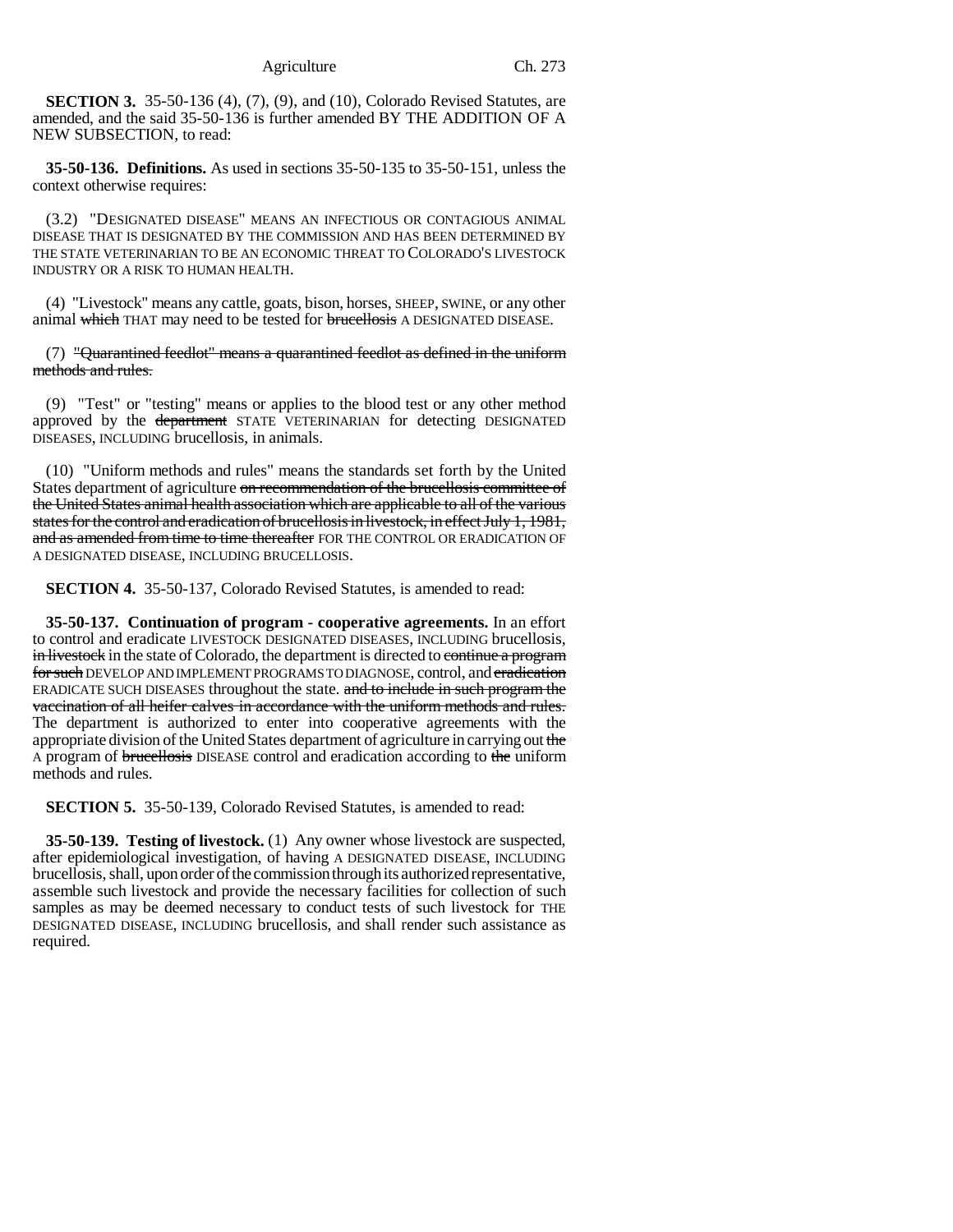**SECTION 3.** 35-50-136 (4), (7), (9), and (10), Colorado Revised Statutes, are amended, and the said 35-50-136 is further amended BY THE ADDITION OF A NEW SUBSECTION, to read:

**35-50-136. Definitions.** As used in sections 35-50-135 to 35-50-151, unless the context otherwise requires:

(3.2) "DESIGNATED DISEASE" MEANS AN INFECTIOUS OR CONTAGIOUS ANIMAL DISEASE THAT IS DESIGNATED BY THE COMMISSION AND HAS BEEN DETERMINED BY THE STATE VETERINARIAN TO BE AN ECONOMIC THREAT TO COLORADO'S LIVESTOCK INDUSTRY OR A RISK TO HUMAN HEALTH.

(4) "Livestock" means any cattle, goats, bison, horses, SHEEP, SWINE, or any other animal ~~which~~ THAT may need to be tested for ~~brucellosis~~ A DESIGNATED DISEASE.

(7) ~~"Quarantined feedlot" means a quarantined feedlot as defined in the uniform methods and rules.~~

(9) "Test" or "testing" means or applies to the blood test or any other method approved by the ~~department~~ STATE VETERINARIAN for detecting DESIGNATED DISEASES, INCLUDING brucellosis, in animals.

(10) "Uniform methods and rules" means the standards set forth by the United States department of agriculture ~~on recommendation of the brucellosis committee of the United States animal health association which are applicable to all of the various states for the control and eradication of brucellosis in livestock, in effect July 1, 1981, and as amended from time to time thereafter~~ FOR THE CONTROL OR ERADICATION OF A DESIGNATED DISEASE, INCLUDING BRUCELLOSIS.

**SECTION 4.** 35-50-137, Colorado Revised Statutes, is amended to read:

**35-50-137. Continuation of program - cooperative agreements.** In an effort to control and eradicate LIVESTOCK DESIGNATED DISEASES, INCLUDING brucellosis, ~~in livestock~~ in the state of Colorado, the department is directed to ~~continue a program for such~~ DEVELOP AND IMPLEMENT PROGRAMS TO DIAGNOSE, control, and ~~eradication~~ ERADICATE SUCH DISEASES throughout the state. ~~and to include in such program the vaccination of all heifer calves in accordance with the uniform methods and rules.~~ The department is authorized to enter into cooperative agreements with the appropriate division of the United States department of agriculture in carrying out ~~the~~ A program of ~~brucellosis~~ DISEASE control and eradication according to ~~the~~ uniform methods and rules.

**SECTION 5.** 35-50-139, Colorado Revised Statutes, is amended to read:

**35-50-139. Testing of livestock.** (1) Any owner whose livestock are suspected, after epidemiological investigation, of having A DESIGNATED DISEASE, INCLUDING brucellosis, shall, upon order of the commission through its authorized representative, assemble such livestock and provide the necessary facilities for collection of such samples as may be deemed necessary to conduct tests of such livestock for THE DESIGNATED DISEASE, INCLUDING brucellosis, and shall render such assistance as required.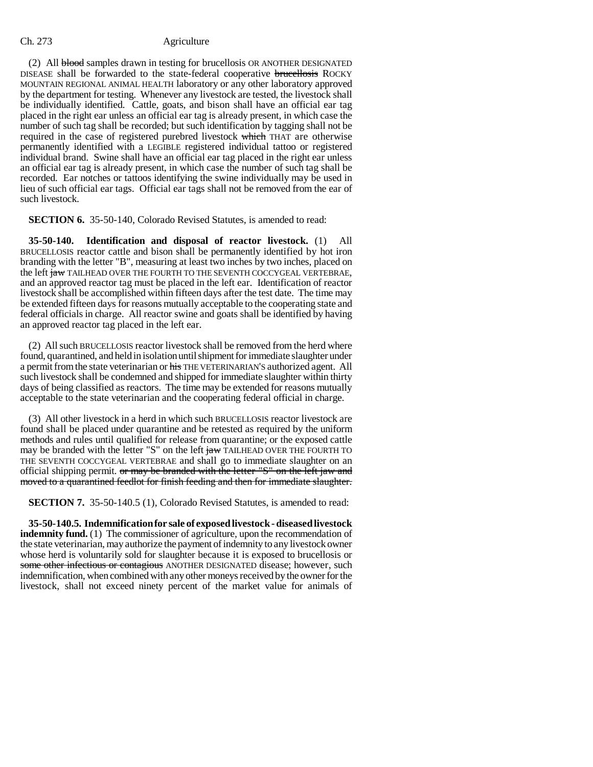(2) All ~~blood~~ samples drawn in testing for brucellosis OR ANOTHER DESIGNATED DISEASE shall be forwarded to the state-federal cooperative ~~brucellosis~~ ROCKY MOUNTAIN REGIONAL ANIMAL HEALTH laboratory or any other laboratory approved by the department for testing. Whenever any livestock are tested, the livestock shall be individually identified. Cattle, goats, and bison shall have an official ear tag placed in the right ear unless an official ear tag is already present, in which case the number of such tag shall be recorded; but such identification by tagging shall not be required in the case of registered purebred livestock ~~which~~ THAT are otherwise permanently identified with a LEGIBLE registered individual tattoo or registered individual brand. Swine shall have an official ear tag placed in the right ear unless an official ear tag is already present, in which case the number of such tag shall be recorded. Ear notches or tattoos identifying the swine individually may be used in lieu of such official ear tags. Official ear tags shall not be removed from the ear of such livestock.

**SECTION 6.** 35-50-140, Colorado Revised Statutes, is amended to read:

**35-50-140. Identification and disposal of reactor livestock.** (1) All BRUCELLOSIS reactor cattle and bison shall be permanently identified by hot iron branding with the letter "B", measuring at least two inches by two inches, placed on the left ~~jaw~~ TAILHEAD OVER THE FOURTH TO THE SEVENTH COCCYGEAL VERTEBRAE, and an approved reactor tag must be placed in the left ear. Identification of reactor livestock shall be accomplished within fifteen days after the test date. The time may be extended fifteen days for reasons mutually acceptable to the cooperating state and federal officials in charge. All reactor swine and goats shall be identified by having an approved reactor tag placed in the left ear.

(2) All such BRUCELLOSIS reactor livestock shall be removed from the herd where found, quarantined, and held in isolation until shipment for immediate slaughter under a permit from the state veterinarian or ~~his~~ THE VETERINARIAN'S authorized agent. All such livestock shall be condemned and shipped for immediate slaughter within thirty days of being classified as reactors. The time may be extended for reasons mutually acceptable to the state veterinarian and the cooperating federal official in charge.

(3) All other livestock in a herd in which such BRUCELLOSIS reactor livestock are found shall be placed under quarantine and be retested as required by the uniform methods and rules until qualified for release from quarantine; or the exposed cattle may be branded with the letter "S" on the left ~~jaw~~ TAILHEAD OVER THE FOURTH TO THE SEVENTH COCCYGEAL VERTEBRAE and shall go to immediate slaughter on an official shipping permit. ~~or may be branded with the letter "S" on the left jaw and moved to a quarantined feedlot for finish feeding and then for immediate slaughter.~~

**SECTION 7.** 35-50-140.5 (1), Colorado Revised Statutes, is amended to read:

**35-50-140.5. Indemnification for sale of exposed livestock - diseased livestock indemnity fund.** (1) The commissioner of agriculture, upon the recommendation of the state veterinarian, may authorize the payment of indemnity to any livestock owner whose herd is voluntarily sold for slaughter because it is exposed to brucellosis or ~~some other infectious or contagious~~ ANOTHER DESIGNATED disease; however, such indemnification, when combined with any other moneys received by the owner for the livestock, shall not exceed ninety percent of the market value for animals of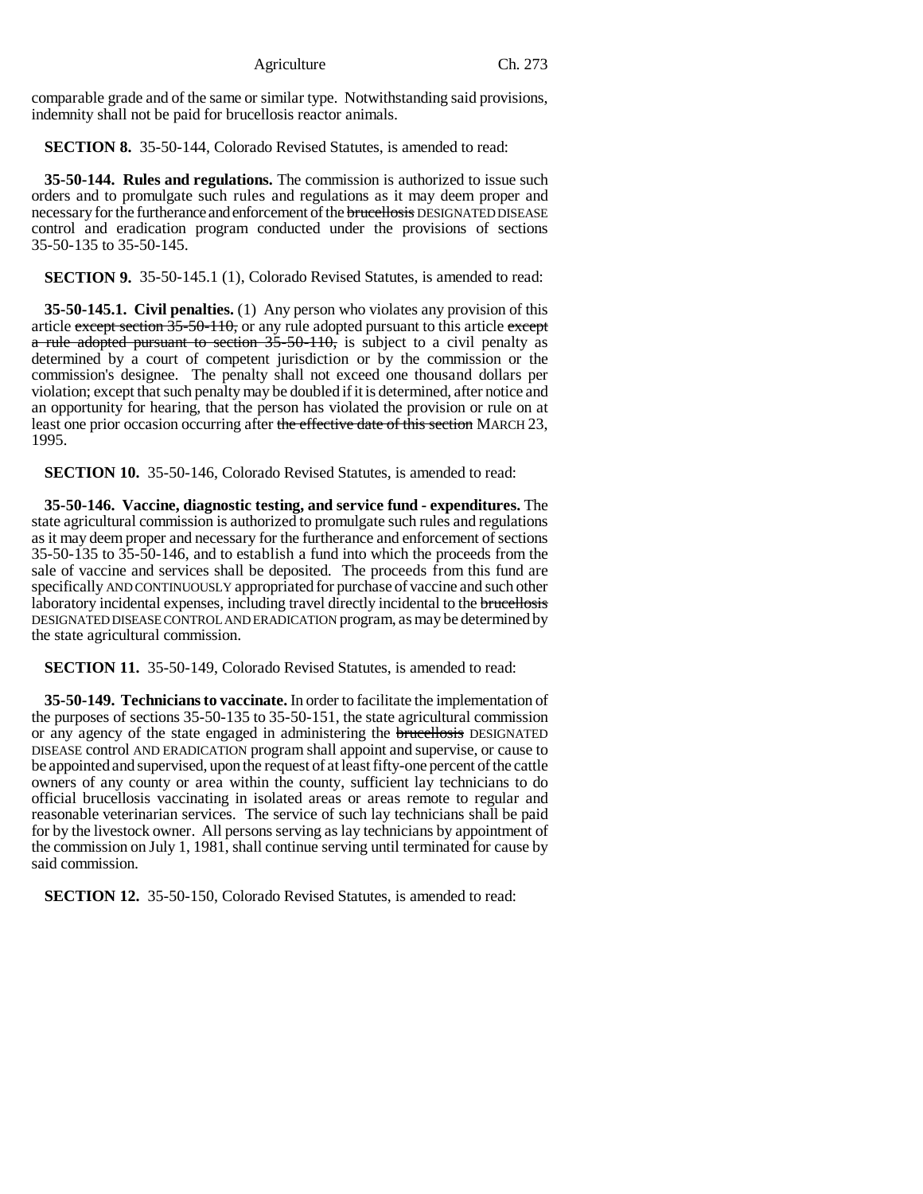comparable grade and of the same or similar type. Notwithstanding said provisions, indemnity shall not be paid for brucellosis reactor animals.

**SECTION 8.** 35-50-144, Colorado Revised Statutes, is amended to read:

**35-50-144. Rules and regulations.** The commission is authorized to issue such orders and to promulgate such rules and regulations as it may deem proper and necessary for the furtherance and enforcement of the ~~brucellosis~~ DESIGNATED DISEASE control and eradication program conducted under the provisions of sections 35-50-135 to 35-50-145.

**SECTION 9.** 35-50-145.1 (1), Colorado Revised Statutes, is amended to read:

**35-50-145.1. Civil penalties.** (1) Any person who violates any provision of this article ~~except section 35-50-110,~~ or any rule adopted pursuant to this article ~~except a rule adopted pursuant to section 35-50-110,~~ is subject to a civil penalty as determined by a court of competent jurisdiction or by the commission or the commission's designee. The penalty shall not exceed one thousand dollars per violation; except that such penalty may be doubled if it is determined, after notice and an opportunity for hearing, that the person has violated the provision or rule on at least one prior occasion occurring after ~~the effective date of this section~~ MARCH 23, 1995.

**SECTION 10.** 35-50-146, Colorado Revised Statutes, is amended to read:

**35-50-146. Vaccine, diagnostic testing, and service fund - expenditures.** The state agricultural commission is authorized to promulgate such rules and regulations as it may deem proper and necessary for the furtherance and enforcement of sections 35-50-135 to 35-50-146, and to establish a fund into which the proceeds from the sale of vaccine and services shall be deposited. The proceeds from this fund are specifically AND CONTINUOUSLY appropriated for purchase of vaccine and such other laboratory incidental expenses, including travel directly incidental to the ~~brucellosis~~ DESIGNATED DISEASE CONTROL AND ERADICATION program, as may be determined by the state agricultural commission.

**SECTION 11.** 35-50-149, Colorado Revised Statutes, is amended to read:

**35-50-149. Technicians to vaccinate.** In order to facilitate the implementation of the purposes of sections 35-50-135 to 35-50-151, the state agricultural commission or any agency of the state engaged in administering the ~~brucellosis~~ DESIGNATED DISEASE control AND ERADICATION program shall appoint and supervise, or cause to be appointed and supervised, upon the request of at least fifty-one percent of the cattle owners of any county or area within the county, sufficient lay technicians to do official brucellosis vaccinating in isolated areas or areas remote to regular and reasonable veterinarian services. The service of such lay technicians shall be paid for by the livestock owner. All persons serving as lay technicians by appointment of the commission on July 1, 1981, shall continue serving until terminated for cause by said commission.

**SECTION 12.** 35-50-150, Colorado Revised Statutes, is amended to read: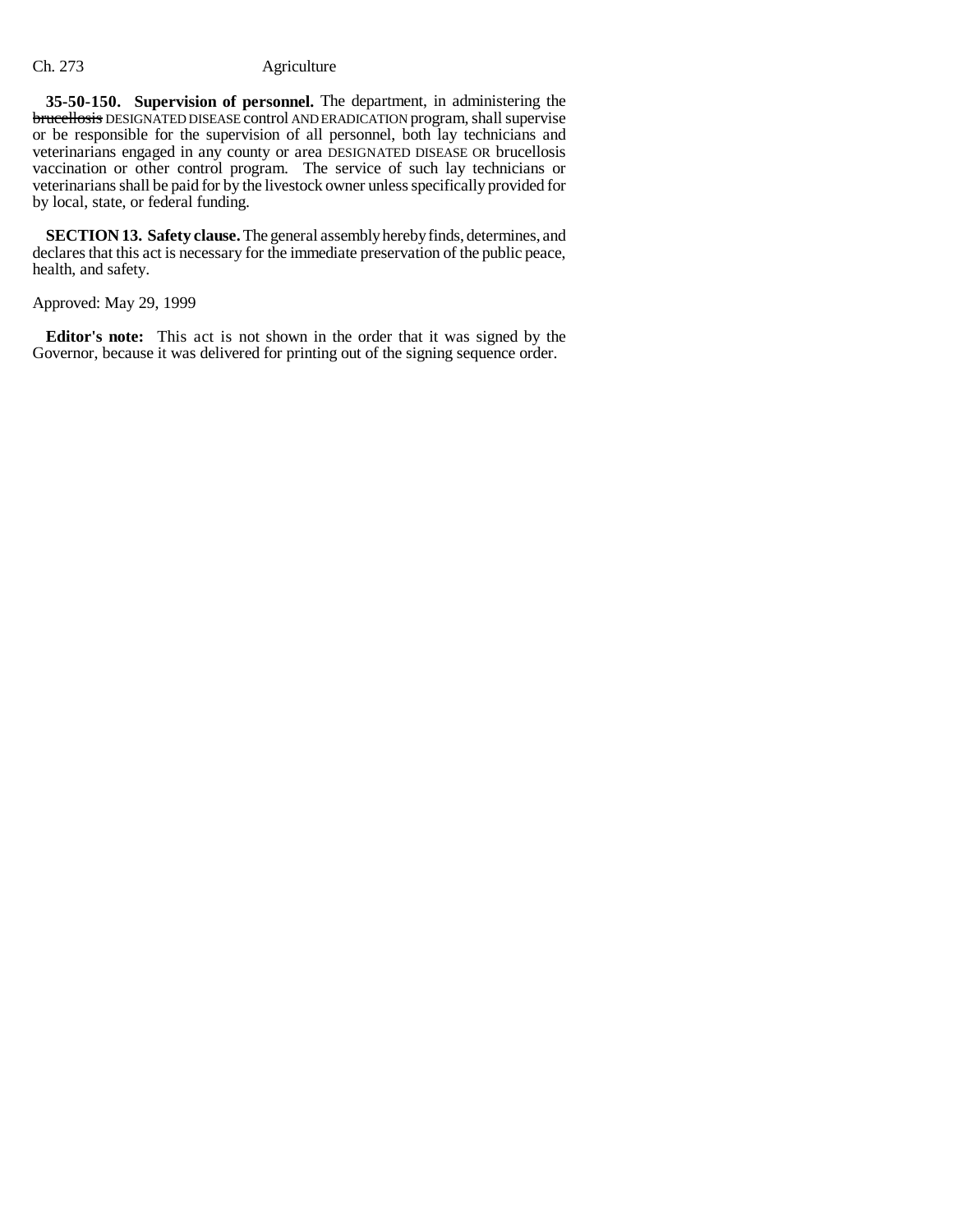**35-50-150. Supervision of personnel.** The department, in administering the ~~brucellosis~~ DESIGNATED DISEASE control AND ERADICATION program, shall supervise or be responsible for the supervision of all personnel, both lay technicians and veterinarians engaged in any county or area DESIGNATED DISEASE OR brucellosis vaccination or other control program. The service of such lay technicians or veterinarians shall be paid for by the livestock owner unless specifically provided for by local, state, or federal funding.

**SECTION 13. Safety clause.** The general assembly hereby finds, determines, and declares that this act is necessary for the immediate preservation of the public peace, health, and safety.

Approved: May 29, 1999

**Editor's note:** This act is not shown in the order that it was signed by the Governor, because it was delivered for printing out of the signing sequence order.